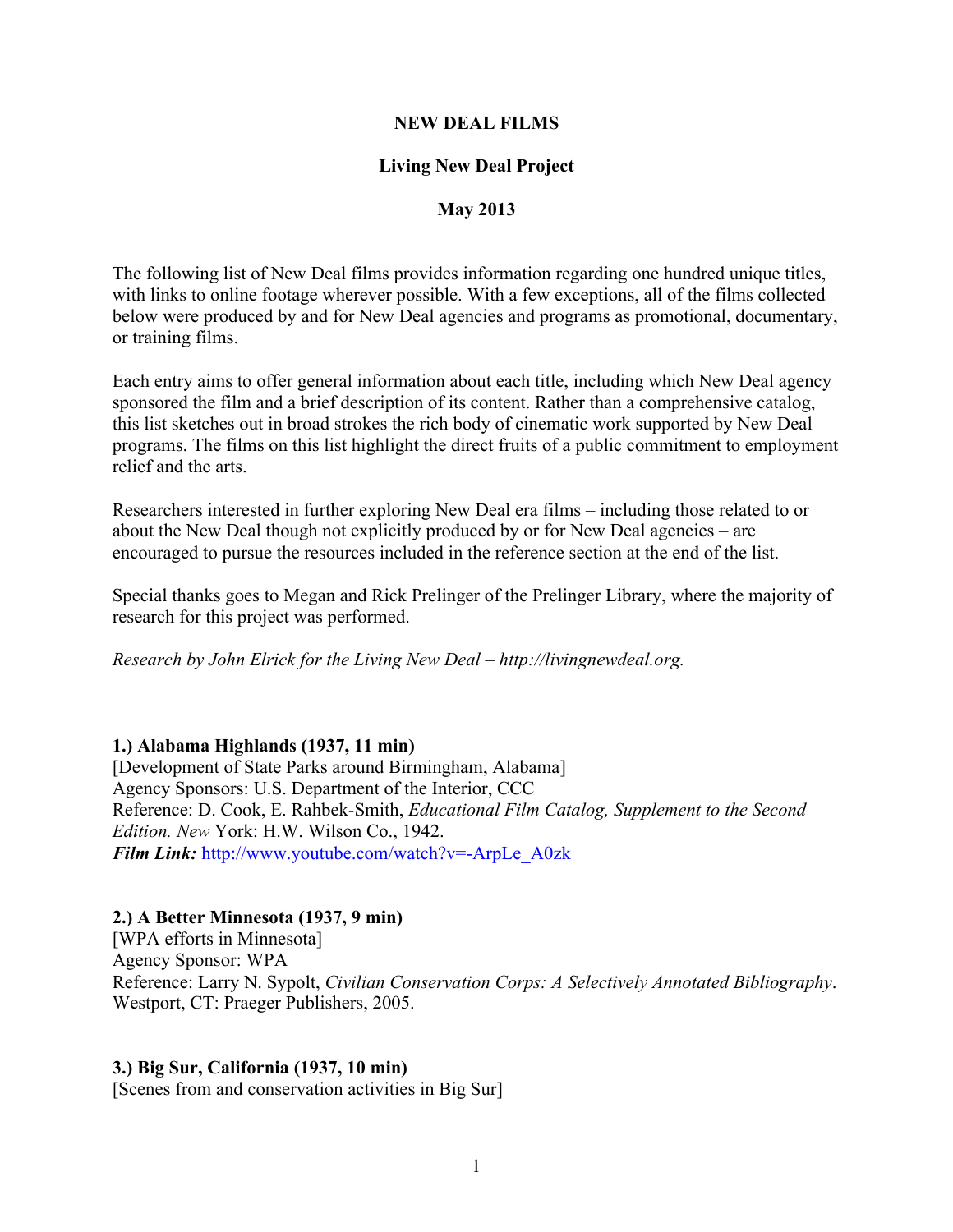# NEW DEAL FILMS

## Living New Deal Project

### May 2013

The following list of New Deal films provides information regarding one hundred unique titles, with links to online footage wherever possible. With a few exceptions, all of the films collected below were produced by and for New Deal agencies and programs as promotional, documentary, or training films.

Each entry aims to offer general information about each title, including which New Deal agency sponsored the film and a brief description of its content. Rather than a comprehensive catalog, this list sketches out in broad strokes the rich body of cinematic work supported by New Deal programs. The films on this list highlight the direct fruits of a public commitment to employment relief and the arts.

Researchers interested in further exploring New Deal era films – including those related to or about the New Deal though not explicitly produced by or for New Deal agencies – are encouraged to pursue the resources included in the reference section at the end of the list.

Special thanks goes to Megan and Rick Prelinger of the Prelinger Library, where the majority of research for this project was performed.

*Research by John Elrick for the Living New Deal – http://livingnewdeal.org.*

**1.) Alabama Highlands (1937, 11 min)**
[Development of State Parks around Birmingham, Alabama]
Agency Sponsors: U.S. Department of the Interior, CCC
Reference: D. Cook, E. Rahbek-Smith, *Educational Film Catalog, Supplement to the Second Edition. New* York: H.W. Wilson Co., 1942.
***Film Link:*** http://www.youtube.com/watch?v=-ArpLe_A0zk

**2.) A Better Minnesota (1937, 9 min)**
[WPA efforts in Minnesota]
Agency Sponsor: WPA
Reference: Larry N. Sypolt, *Civilian Conservation Corps: A Selectively Annotated Bibliography*. Westport, CT: Praeger Publishers, 2005.

**3.) Big Sur, California (1937, 10 min)**
[Scenes from and conservation activities in Big Sur]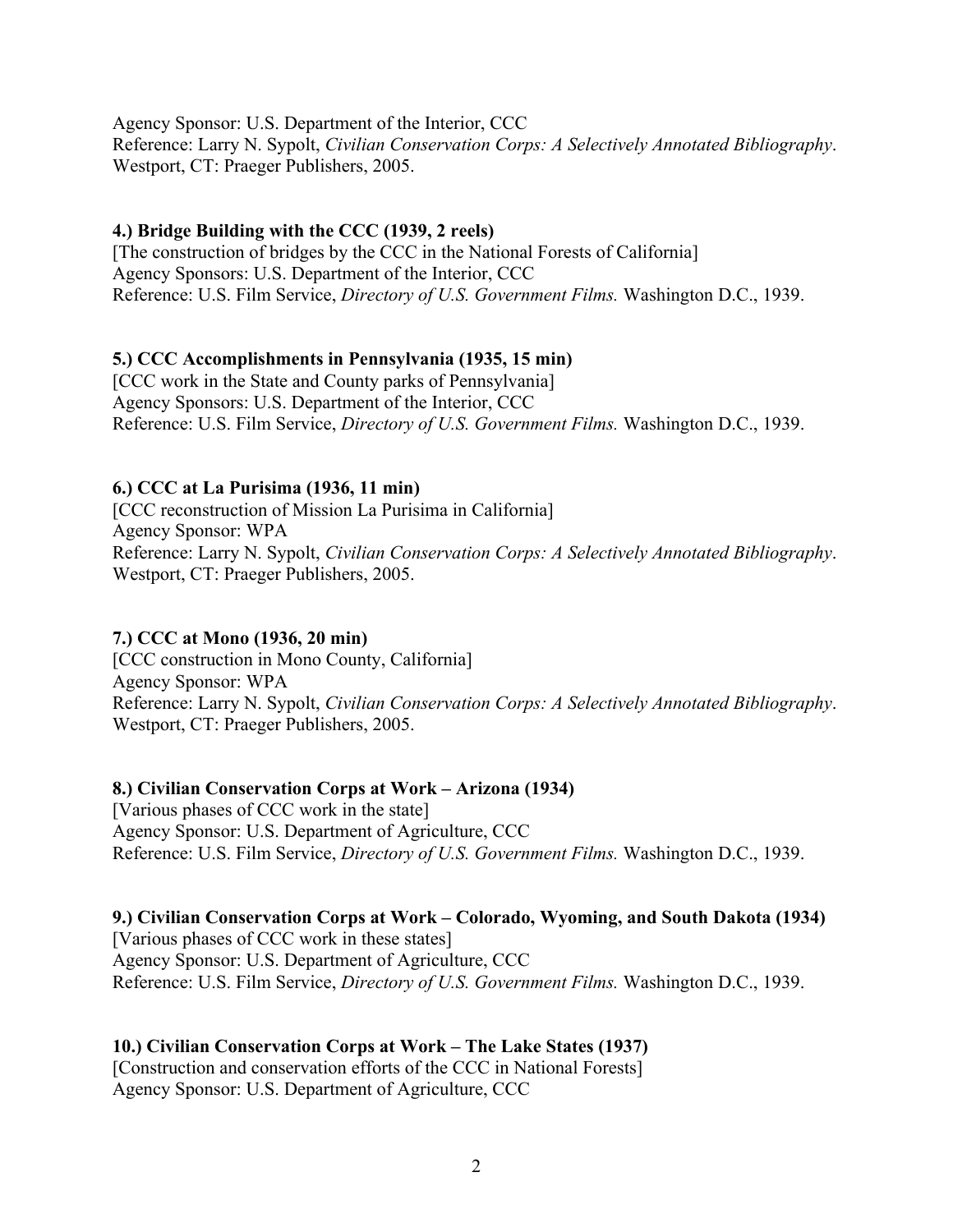Agency Sponsor: U.S. Department of the Interior, CCC
Reference: Larry N. Sypolt, *Civilian Conservation Corps: A Selectively Annotated Bibliography*. Westport, CT: Praeger Publishers, 2005.

**4.) Bridge Building with the CCC (1939, 2 reels)**
[The construction of bridges by the CCC in the National Forests of California]
Agency Sponsors: U.S. Department of the Interior, CCC
Reference: U.S. Film Service, *Directory of U.S. Government Films.* Washington D.C., 1939.

**5.) CCC Accomplishments in Pennsylvania (1935, 15 min)**
[CCC work in the State and County parks of Pennsylvania]
Agency Sponsors: U.S. Department of the Interior, CCC
Reference: U.S. Film Service, *Directory of U.S. Government Films.* Washington D.C., 1939.

**6.) CCC at La Purisima (1936, 11 min)**
[CCC reconstruction of Mission La Purisima in California]
Agency Sponsor: WPA
Reference: Larry N. Sypolt, *Civilian Conservation Corps: A Selectively Annotated Bibliography*. Westport, CT: Praeger Publishers, 2005.

**7.) CCC at Mono (1936, 20 min)**
[CCC construction in Mono County, California]
Agency Sponsor: WPA
Reference: Larry N. Sypolt, *Civilian Conservation Corps: A Selectively Annotated Bibliography*. Westport, CT: Praeger Publishers, 2005.

**8.) Civilian Conservation Corps at Work – Arizona (1934)**
[Various phases of CCC work in the state]
Agency Sponsor: U.S. Department of Agriculture, CCC
Reference: U.S. Film Service, *Directory of U.S. Government Films.* Washington D.C., 1939.

**9.) Civilian Conservation Corps at Work – Colorado, Wyoming, and South Dakota (1934)**
[Various phases of CCC work in these states]
Agency Sponsor: U.S. Department of Agriculture, CCC
Reference: U.S. Film Service, *Directory of U.S. Government Films.* Washington D.C., 1939.

**10.) Civilian Conservation Corps at Work – The Lake States (1937)**
[Construction and conservation efforts of the CCC in National Forests]
Agency Sponsor: U.S. Department of Agriculture, CCC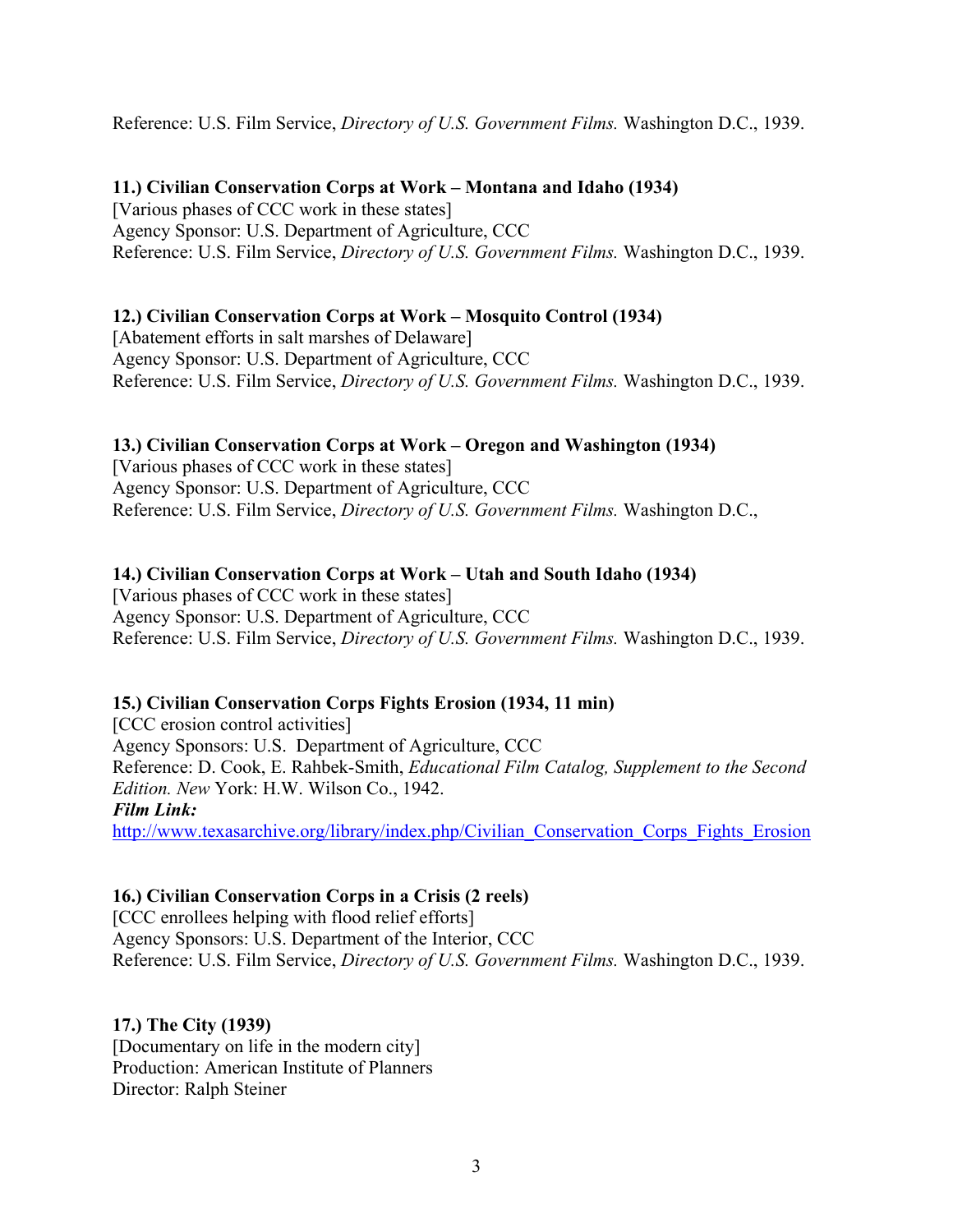Reference: U.S. Film Service, *Directory of U.S. Government Films.* Washington D.C., 1939.

**11.) Civilian Conservation Corps at Work – Montana and Idaho (1934)**
[Various phases of CCC work in these states]
Agency Sponsor: U.S. Department of Agriculture, CCC
Reference: U.S. Film Service, *Directory of U.S. Government Films.* Washington D.C., 1939.

**12.) Civilian Conservation Corps at Work – Mosquito Control (1934)**
[Abatement efforts in salt marshes of Delaware]
Agency Sponsor: U.S. Department of Agriculture, CCC
Reference: U.S. Film Service, *Directory of U.S. Government Films.* Washington D.C., 1939.

**13.) Civilian Conservation Corps at Work – Oregon and Washington (1934)**
[Various phases of CCC work in these states]
Agency Sponsor: U.S. Department of Agriculture, CCC
Reference: U.S. Film Service, *Directory of U.S. Government Films.* Washington D.C.,

**14.) Civilian Conservation Corps at Work – Utah and South Idaho (1934)**
[Various phases of CCC work in these states]
Agency Sponsor: U.S. Department of Agriculture, CCC
Reference: U.S. Film Service, *Directory of U.S. Government Films.* Washington D.C., 1939.

**15.) Civilian Conservation Corps Fights Erosion (1934, 11 min)**
[CCC erosion control activities]
Agency Sponsors: U.S. Department of Agriculture, CCC
Reference: D. Cook, E. Rahbek-Smith, *Educational Film Catalog, Supplement to the Second Edition. New* York: H.W. Wilson Co., 1942.
***Film Link:***
http://www.texasarchive.org/library/index.php/Civilian_Conservation_Corps_Fights_Erosion

**16.) Civilian Conservation Corps in a Crisis (2 reels)**
[CCC enrollees helping with flood relief efforts]
Agency Sponsors: U.S. Department of the Interior, CCC
Reference: U.S. Film Service, *Directory of U.S. Government Films.* Washington D.C., 1939.

**17.) The City (1939)**
[Documentary on life in the modern city]
Production: American Institute of Planners
Director: Ralph Steiner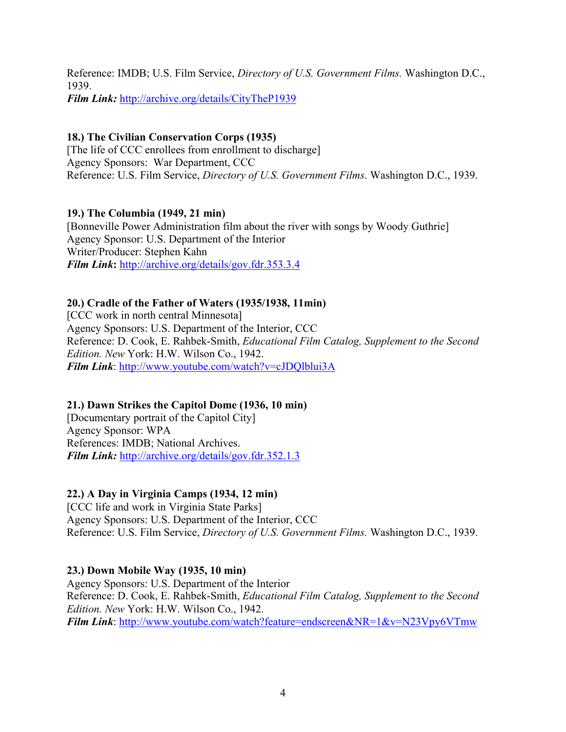Reference: IMDB; U.S. Film Service, *Directory of U.S. Government Films.* Washington D.C., 1939.
***Film Link:*** http://archive.org/details/CityTheP1939

**18.) The Civilian Conservation Corps (1935)**
[The life of CCC enrollees from enrollment to discharge]
Agency Sponsors: War Department, CCC
Reference: U.S. Film Service, *Directory of U.S. Government Films*. Washington D.C., 1939.

**19.) The Columbia (1949, 21 min)**
[Bonneville Power Administration film about the river with songs by Woody Guthrie]
Agency Sponsor: U.S. Department of the Interior
Writer/Producer: Stephen Kahn
***Film Link*:** http://archive.org/details/gov.fdr.353.3.4

**20.) Cradle of the Father of Waters (1935/1938, 11min)**
[CCC work in north central Minnesota]
Agency Sponsors: U.S. Department of the Interior, CCC
Reference: D. Cook, E. Rahbek-Smith, *Educational Film Catalog, Supplement to the Second Edition. New* York: H.W. Wilson Co., 1942.
***Film Link***: http://www.youtube.com/watch?v=cJDQlblui3A

**21.) Dawn Strikes the Capitol Dome (1936, 10 min)**
[Documentary portrait of the Capitol City]
Agency Sponsor: WPA
References: IMDB; National Archives.
***Film Link:*** http://archive.org/details/gov.fdr.352.1.3

**22.) A Day in Virginia Camps (1934, 12 min)**
[CCC life and work in Virginia State Parks]
Agency Sponsors: U.S. Department of the Interior, CCC
Reference: U.S. Film Service, *Directory of U.S. Government Films.* Washington D.C., 1939.

**23.) Down Mobile Way (1935, 10 min)**
Agency Sponsors: U.S. Department of the Interior
Reference: D. Cook, E. Rahbek-Smith, *Educational Film Catalog, Supplement to the Second Edition. New* York: H.W. Wilson Co., 1942.
***Film Link***: http://www.youtube.com/watch?feature=endscreen&NR=1&v=N23Vpy6VTmw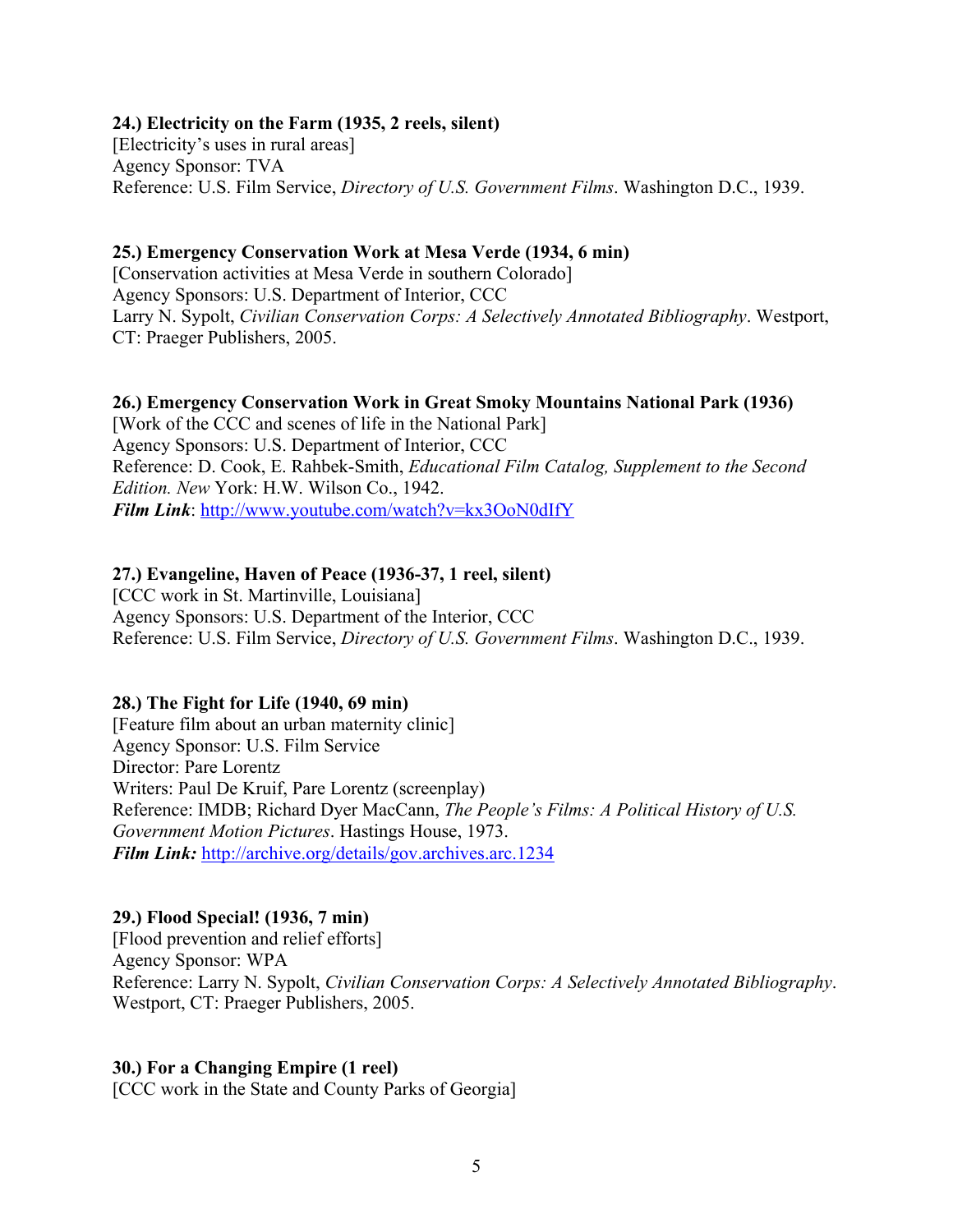**24.) Electricity on the Farm (1935, 2 reels, silent)**
[Electricity's uses in rural areas]
Agency Sponsor: TVA
Reference: U.S. Film Service, *Directory of U.S. Government Films*. Washington D.C., 1939.

**25.) Emergency Conservation Work at Mesa Verde (1934, 6 min)**
[Conservation activities at Mesa Verde in southern Colorado]
Agency Sponsors: U.S. Department of Interior, CCC
Larry N. Sypolt, *Civilian Conservation Corps: A Selectively Annotated Bibliography*. Westport, CT: Praeger Publishers, 2005.

**26.) Emergency Conservation Work in Great Smoky Mountains National Park (1936)**
[Work of the CCC and scenes of life in the National Park]
Agency Sponsors: U.S. Department of Interior, CCC
Reference: D. Cook, E. Rahbek-Smith, *Educational Film Catalog, Supplement to the Second Edition. New* York: H.W. Wilson Co., 1942.
***Film Link***: http://www.youtube.com/watch?v=kx3OoN0dIfY

**27.) Evangeline, Haven of Peace (1936-37, 1 reel, silent)**
[CCC work in St. Martinville, Louisiana]
Agency Sponsors: U.S. Department of the Interior, CCC
Reference: U.S. Film Service, *Directory of U.S. Government Films*. Washington D.C., 1939.

**28.) The Fight for Life (1940, 69 min)**
[Feature film about an urban maternity clinic]
Agency Sponsor: U.S. Film Service
Director: Pare Lorentz
Writers: Paul De Kruif, Pare Lorentz (screenplay)
Reference: IMDB; Richard Dyer MacCann, *The People's Films: A Political History of U.S. Government Motion Pictures*. Hastings House, 1973.
***Film Link:*** http://archive.org/details/gov.archives.arc.1234

**29.) Flood Special! (1936, 7 min)**
[Flood prevention and relief efforts]
Agency Sponsor: WPA
Reference: Larry N. Sypolt, *Civilian Conservation Corps: A Selectively Annotated Bibliography*. Westport, CT: Praeger Publishers, 2005.

**30.) For a Changing Empire (1 reel)**
[CCC work in the State and County Parks of Georgia]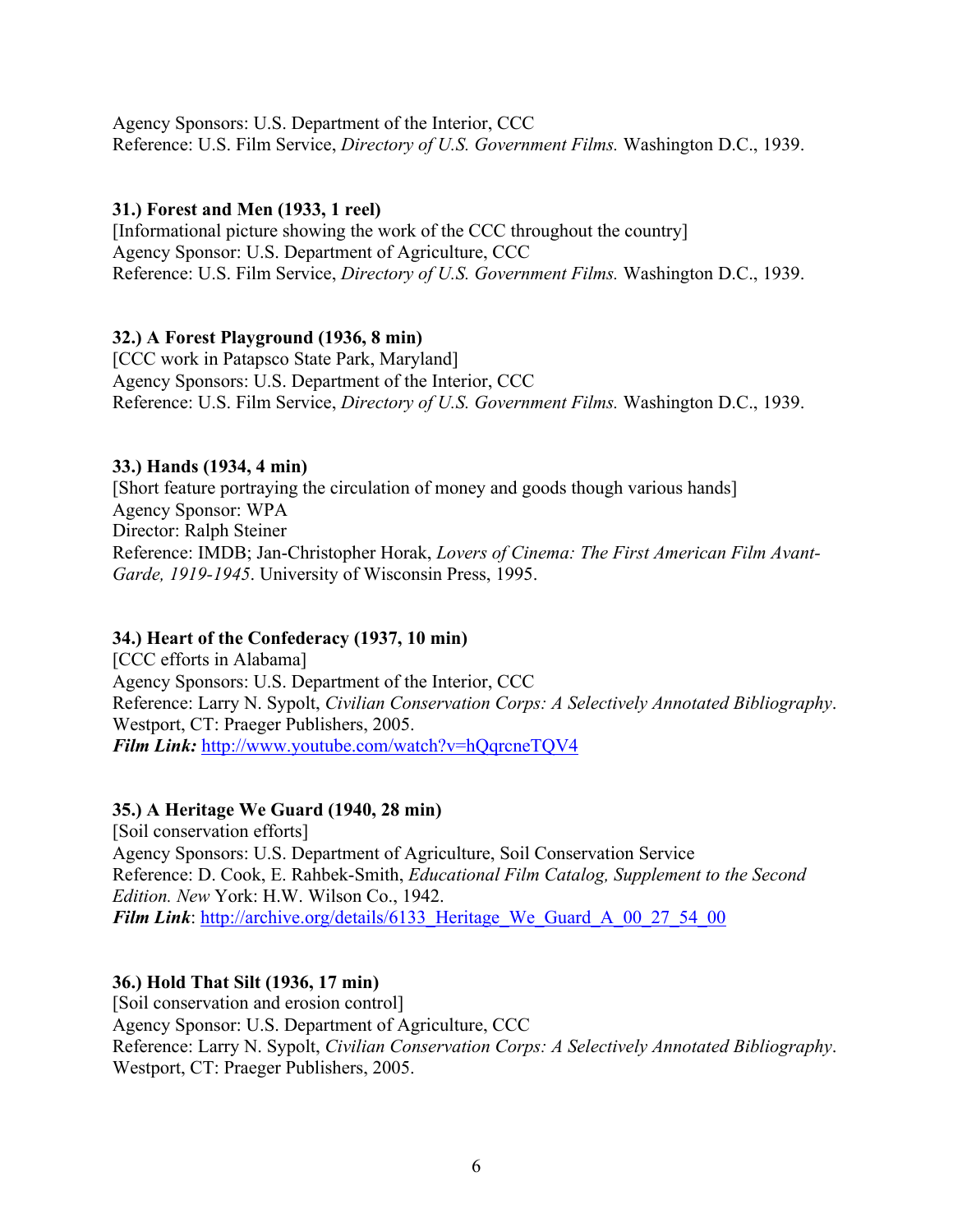Agency Sponsors: U.S. Department of the Interior, CCC
Reference: U.S. Film Service, *Directory of U.S. Government Films.* Washington D.C., 1939.

**31.) Forest and Men (1933, 1 reel)**
[Informational picture showing the work of the CCC throughout the country]
Agency Sponsor: U.S. Department of Agriculture, CCC
Reference: U.S. Film Service, *Directory of U.S. Government Films.* Washington D.C., 1939.

**32.) A Forest Playground (1936, 8 min)**
[CCC work in Patapsco State Park, Maryland]
Agency Sponsors: U.S. Department of the Interior, CCC
Reference: U.S. Film Service, *Directory of U.S. Government Films.* Washington D.C., 1939.

**33.) Hands (1934, 4 min)**
[Short feature portraying the circulation of money and goods though various hands]
Agency Sponsor: WPA
Director: Ralph Steiner
Reference: IMDB; Jan-Christopher Horak, *Lovers of Cinema: The First American Film Avant-Garde, 1919-1945*. University of Wisconsin Press, 1995.

**34.) Heart of the Confederacy (1937, 10 min)**
[CCC efforts in Alabama]
Agency Sponsors: U.S. Department of the Interior, CCC
Reference: Larry N. Sypolt, *Civilian Conservation Corps: A Selectively Annotated Bibliography*. Westport, CT: Praeger Publishers, 2005.
***Film Link:*** http://www.youtube.com/watch?v=hQqrcneTQV4

**35.) A Heritage We Guard (1940, 28 min)**
[Soil conservation efforts]
Agency Sponsors: U.S. Department of Agriculture, Soil Conservation Service
Reference: D. Cook, E. Rahbek-Smith, *Educational Film Catalog, Supplement to the Second Edition. New* York: H.W. Wilson Co., 1942.
***Film Link***: http://archive.org/details/6133_Heritage_We_Guard_A_00_27_54_00

**36.) Hold That Silt (1936, 17 min)**
[Soil conservation and erosion control]
Agency Sponsor: U.S. Department of Agriculture, CCC
Reference: Larry N. Sypolt, *Civilian Conservation Corps: A Selectively Annotated Bibliography*. Westport, CT: Praeger Publishers, 2005.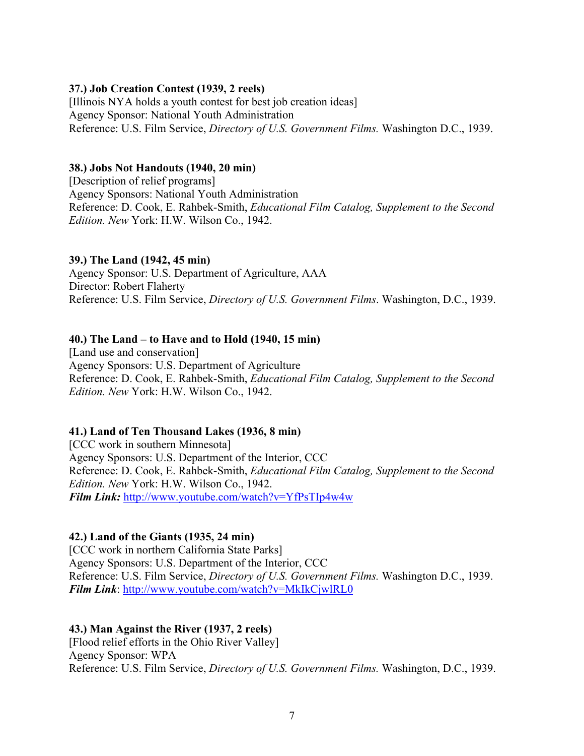**37.) Job Creation Contest (1939, 2 reels)**
[Illinois NYA holds a youth contest for best job creation ideas]
Agency Sponsor: National Youth Administration
Reference: U.S. Film Service, *Directory of U.S. Government Films.* Washington D.C., 1939.

**38.) Jobs Not Handouts (1940, 20 min)**
[Description of relief programs]
Agency Sponsors: National Youth Administration
Reference: D. Cook, E. Rahbek-Smith, *Educational Film Catalog, Supplement to the Second Edition. New* York: H.W. Wilson Co., 1942.

**39.) The Land (1942, 45 min)**
Agency Sponsor: U.S. Department of Agriculture, AAA
Director: Robert Flaherty
Reference: U.S. Film Service, *Directory of U.S. Government Films*. Washington, D.C., 1939.

**40.) The Land – to Have and to Hold (1940, 15 min)**
[Land use and conservation]
Agency Sponsors: U.S. Department of Agriculture
Reference: D. Cook, E. Rahbek-Smith, *Educational Film Catalog, Supplement to the Second Edition. New* York: H.W. Wilson Co., 1942.

**41.) Land of Ten Thousand Lakes (1936, 8 min)**
[CCC work in southern Minnesota]
Agency Sponsors: U.S. Department of the Interior, CCC
Reference: D. Cook, E. Rahbek-Smith, *Educational Film Catalog, Supplement to the Second Edition. New* York: H.W. Wilson Co., 1942.
***Film Link:*** http://www.youtube.com/watch?v=YfPsTIp4w4w

**42.) Land of the Giants (1935, 24 min)**
[CCC work in northern California State Parks]
Agency Sponsors: U.S. Department of the Interior, CCC
Reference: U.S. Film Service, *Directory of U.S. Government Films.* Washington D.C., 1939.
***Film Link***: http://www.youtube.com/watch?v=MkIkCjwlRL0

**43.) Man Against the River (1937, 2 reels)**
[Flood relief efforts in the Ohio River Valley]
Agency Sponsor: WPA
Reference: U.S. Film Service, *Directory of U.S. Government Films.* Washington, D.C., 1939.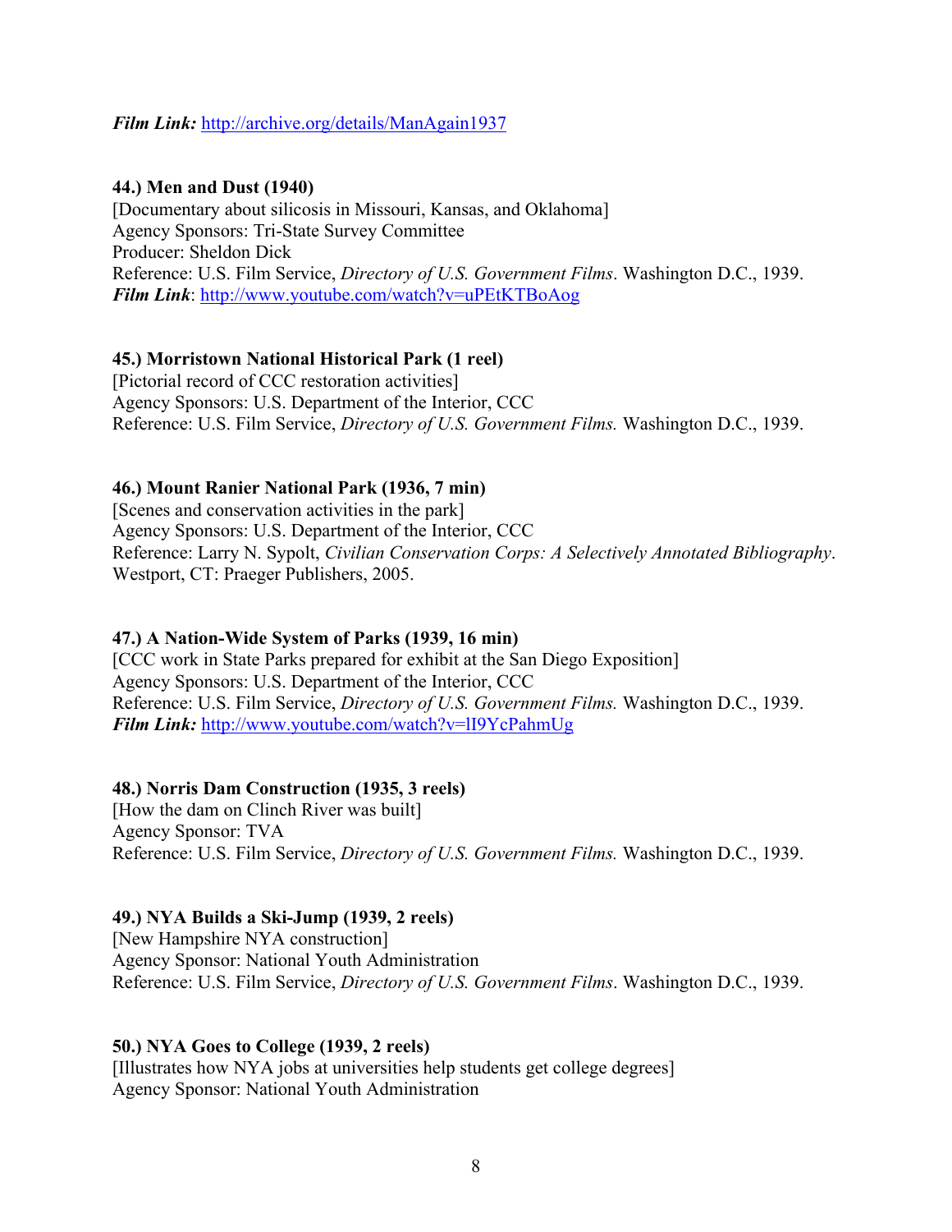***Film Link:*** http://archive.org/details/ManAgain1937

**44.) Men and Dust (1940)**
[Documentary about silicosis in Missouri, Kansas, and Oklahoma]
Agency Sponsors: Tri-State Survey Committee
Producer: Sheldon Dick
Reference: U.S. Film Service, *Directory of U.S. Government Films*. Washington D.C., 1939.
***Film Link***: http://www.youtube.com/watch?v=uPEtKTBoAog

**45.) Morristown National Historical Park (1 reel)**
[Pictorial record of CCC restoration activities]
Agency Sponsors: U.S. Department of the Interior, CCC
Reference: U.S. Film Service, *Directory of U.S. Government Films.* Washington D.C., 1939.

**46.) Mount Ranier National Park (1936, 7 min)**
[Scenes and conservation activities in the park]
Agency Sponsors: U.S. Department of the Interior, CCC
Reference: Larry N. Sypolt, *Civilian Conservation Corps: A Selectively Annotated Bibliography*. Westport, CT: Praeger Publishers, 2005.

**47.) A Nation-Wide System of Parks (1939, 16 min)**
[CCC work in State Parks prepared for exhibit at the San Diego Exposition]
Agency Sponsors: U.S. Department of the Interior, CCC
Reference: U.S. Film Service, *Directory of U.S. Government Films.* Washington D.C., 1939.
***Film Link:*** http://www.youtube.com/watch?v=lI9YcPahmUg

**48.) Norris Dam Construction (1935, 3 reels)**
[How the dam on Clinch River was built]
Agency Sponsor: TVA
Reference: U.S. Film Service, *Directory of U.S. Government Films.* Washington D.C., 1939.

**49.) NYA Builds a Ski-Jump (1939, 2 reels)**
[New Hampshire NYA construction]
Agency Sponsor: National Youth Administration
Reference: U.S. Film Service, *Directory of U.S. Government Films*. Washington D.C., 1939.

**50.) NYA Goes to College (1939, 2 reels)**
[Illustrates how NYA jobs at universities help students get college degrees]
Agency Sponsor: National Youth Administration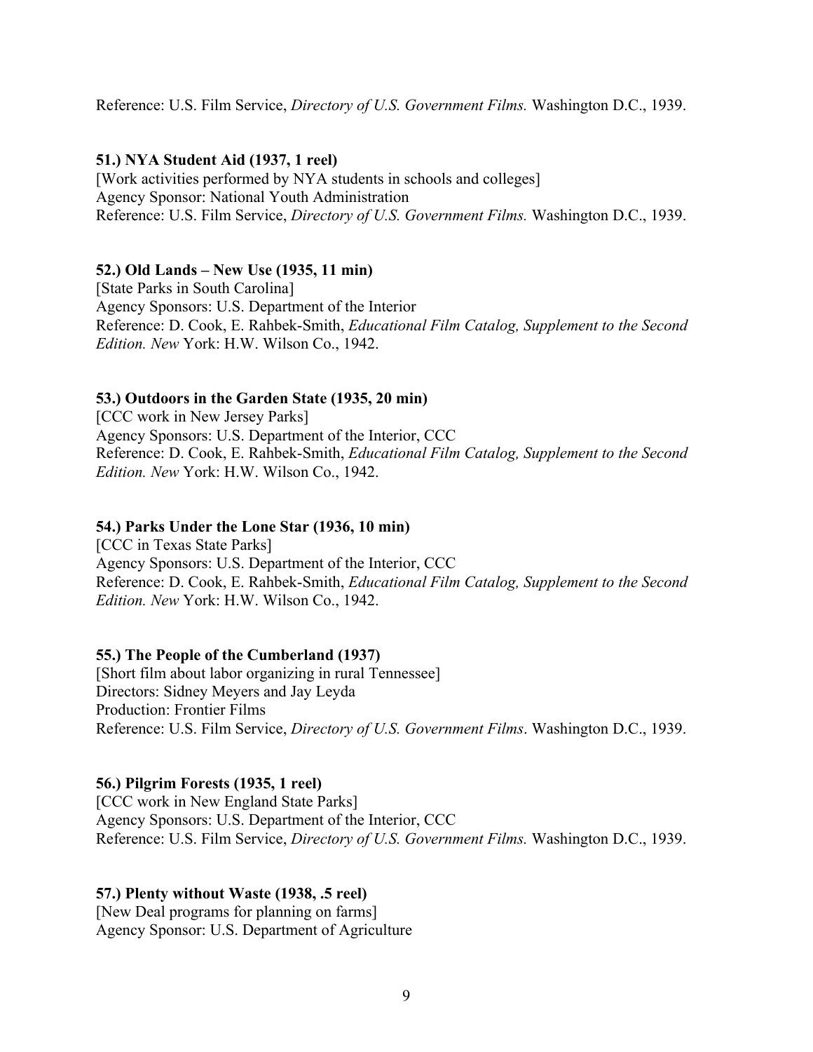Reference: U.S. Film Service, *Directory of U.S. Government Films.* Washington D.C., 1939.

**51.) NYA Student Aid (1937, 1 reel)**
[Work activities performed by NYA students in schools and colleges]
Agency Sponsor: National Youth Administration
Reference: U.S. Film Service, *Directory of U.S. Government Films.* Washington D.C., 1939.

**52.) Old Lands – New Use (1935, 11 min)**
[State Parks in South Carolina]
Agency Sponsors: U.S. Department of the Interior
Reference: D. Cook, E. Rahbek-Smith, *Educational Film Catalog, Supplement to the Second Edition. New* York: H.W. Wilson Co., 1942.

**53.) Outdoors in the Garden State (1935, 20 min)**
[CCC work in New Jersey Parks]
Agency Sponsors: U.S. Department of the Interior, CCC
Reference: D. Cook, E. Rahbek-Smith, *Educational Film Catalog, Supplement to the Second Edition. New* York: H.W. Wilson Co., 1942.

**54.) Parks Under the Lone Star (1936, 10 min)**
[CCC in Texas State Parks]
Agency Sponsors: U.S. Department of the Interior, CCC
Reference: D. Cook, E. Rahbek-Smith, *Educational Film Catalog, Supplement to the Second Edition. New* York: H.W. Wilson Co., 1942.

**55.) The People of the Cumberland (1937)**
[Short film about labor organizing in rural Tennessee]
Directors: Sidney Meyers and Jay Leyda
Production: Frontier Films
Reference: U.S. Film Service, *Directory of U.S. Government Films*. Washington D.C., 1939.

**56.) Pilgrim Forests (1935, 1 reel)**
[CCC work in New England State Parks]
Agency Sponsors: U.S. Department of the Interior, CCC
Reference: U.S. Film Service, *Directory of U.S. Government Films.* Washington D.C., 1939.

**57.) Plenty without Waste (1938, .5 reel)**
[New Deal programs for planning on farms]
Agency Sponsor: U.S. Department of Agriculture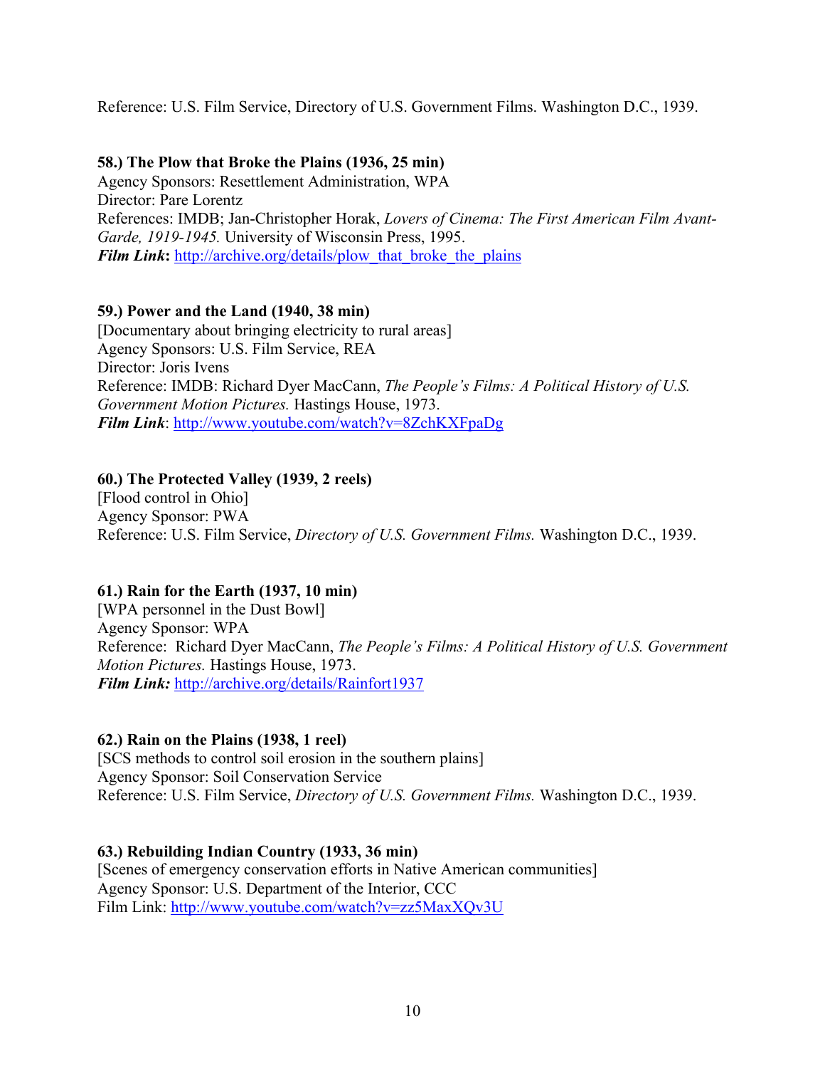Reference: U.S. Film Service, Directory of U.S. Government Films. Washington D.C., 1939.

**58.) The Plow that Broke the Plains (1936, 25 min)**
Agency Sponsors: Resettlement Administration, WPA
Director: Pare Lorentz
References: IMDB; Jan-Christopher Horak, *Lovers of Cinema: The First American Film Avant-Garde, 1919-1945.* University of Wisconsin Press, 1995.
***Film Link*:** http://archive.org/details/plow_that_broke_the_plains

**59.) Power and the Land (1940, 38 min)**
[Documentary about bringing electricity to rural areas]
Agency Sponsors: U.S. Film Service, REA
Director: Joris Ivens
Reference: IMDB: Richard Dyer MacCann, *The People's Films: A Political History of U.S. Government Motion Pictures.* Hastings House, 1973.
***Film Link***: http://www.youtube.com/watch?v=8ZchKXFpaDg

**60.) The Protected Valley (1939, 2 reels)**
[Flood control in Ohio]
Agency Sponsor: PWA
Reference: U.S. Film Service, *Directory of U.S. Government Films.* Washington D.C., 1939.

**61.) Rain for the Earth (1937, 10 min)**
[WPA personnel in the Dust Bowl]
Agency Sponsor: WPA
Reference: Richard Dyer MacCann, *The People's Films: A Political History of U.S. Government Motion Pictures.* Hastings House, 1973.
***Film Link:*** http://archive.org/details/Rainfort1937

**62.) Rain on the Plains (1938, 1 reel)**
[SCS methods to control soil erosion in the southern plains]
Agency Sponsor: Soil Conservation Service
Reference: U.S. Film Service, *Directory of U.S. Government Films.* Washington D.C., 1939.

**63.) Rebuilding Indian Country (1933, 36 min)**
[Scenes of emergency conservation efforts in Native American communities]
Agency Sponsor: U.S. Department of the Interior, CCC
Film Link: http://www.youtube.com/watch?v=zz5MaxXQv3U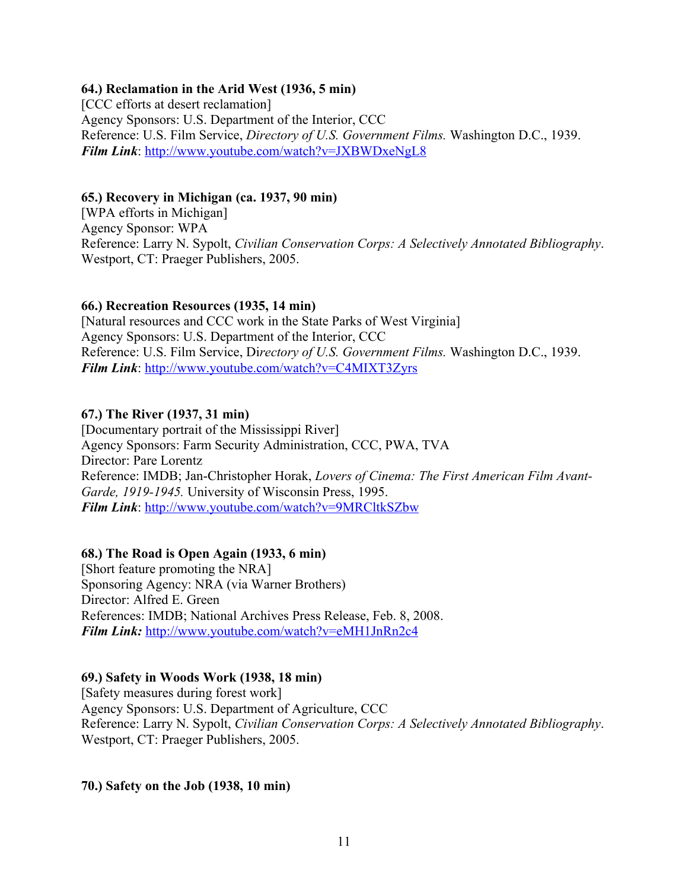**64.) Reclamation in the Arid West (1936, 5 min)**
[CCC efforts at desert reclamation]
Agency Sponsors: U.S. Department of the Interior, CCC
Reference: U.S. Film Service, *Directory of U.S. Government Films.* Washington D.C., 1939.
***Film Link***: http://www.youtube.com/watch?v=JXBWDxeNgL8

**65.) Recovery in Michigan (ca. 1937, 90 min)**
[WPA efforts in Michigan]
Agency Sponsor: WPA
Reference: Larry N. Sypolt, *Civilian Conservation Corps: A Selectively Annotated Bibliography*. Westport, CT: Praeger Publishers, 2005.

**66.) Recreation Resources (1935, 14 min)**
[Natural resources and CCC work in the State Parks of West Virginia]
Agency Sponsors: U.S. Department of the Interior, CCC
Reference: U.S. Film Service, Di*rectory of U.S. Government Films.* Washington D.C., 1939.
***Film Link***: http://www.youtube.com/watch?v=C4MIXT3Zyrs

**67.) The River (1937, 31 min)**
[Documentary portrait of the Mississippi River]
Agency Sponsors: Farm Security Administration, CCC, PWA, TVA
Director: Pare Lorentz
Reference: IMDB; Jan-Christopher Horak, *Lovers of Cinema: The First American Film Avant-Garde, 1919-1945.* University of Wisconsin Press, 1995.
***Film Link***: http://www.youtube.com/watch?v=9MRCltkSZbw

**68.) The Road is Open Again (1933, 6 min)**
[Short feature promoting the NRA]
Sponsoring Agency: NRA (via Warner Brothers)
Director: Alfred E. Green
References: IMDB; National Archives Press Release, Feb. 8, 2008.
***Film Link:*** http://www.youtube.com/watch?v=eMH1JnRn2c4

**69.) Safety in Woods Work (1938, 18 min)**
[Safety measures during forest work]
Agency Sponsors: U.S. Department of Agriculture, CCC
Reference: Larry N. Sypolt, *Civilian Conservation Corps: A Selectively Annotated Bibliography*. Westport, CT: Praeger Publishers, 2005.

**70.) Safety on the Job (1938, 10 min)**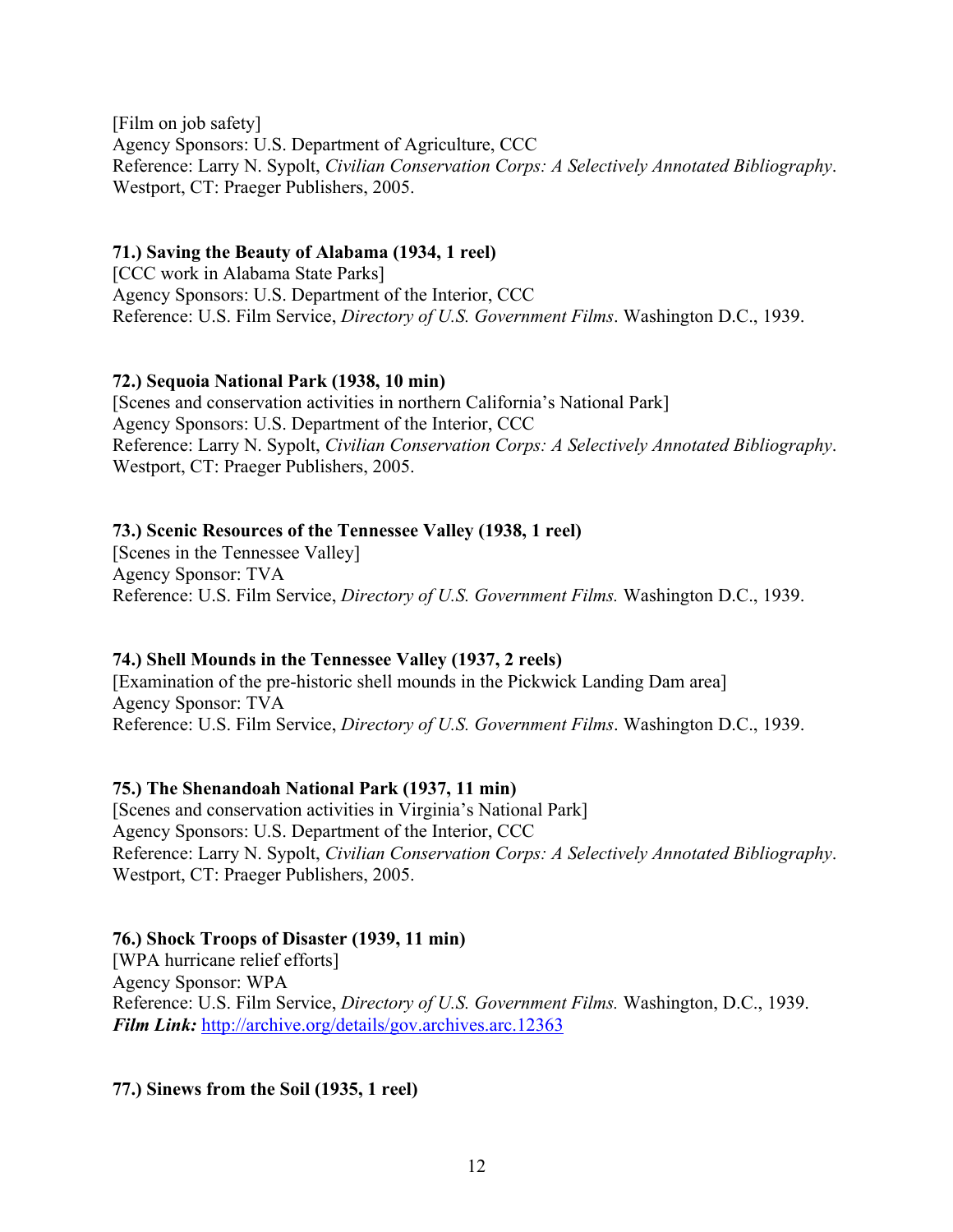[Film on job safety]
Agency Sponsors: U.S. Department of Agriculture, CCC
Reference: Larry N. Sypolt, *Civilian Conservation Corps: A Selectively Annotated Bibliography*. Westport, CT: Praeger Publishers, 2005.

**71.) Saving the Beauty of Alabama (1934, 1 reel)**
[CCC work in Alabama State Parks]
Agency Sponsors: U.S. Department of the Interior, CCC
Reference: U.S. Film Service, *Directory of U.S. Government Films*. Washington D.C., 1939.

**72.) Sequoia National Park (1938, 10 min)**
[Scenes and conservation activities in northern California's National Park]
Agency Sponsors: U.S. Department of the Interior, CCC
Reference: Larry N. Sypolt, *Civilian Conservation Corps: A Selectively Annotated Bibliography*. Westport, CT: Praeger Publishers, 2005.

**73.) Scenic Resources of the Tennessee Valley (1938, 1 reel)**
[Scenes in the Tennessee Valley]
Agency Sponsor: TVA
Reference: U.S. Film Service, *Directory of U.S. Government Films.* Washington D.C., 1939.

**74.) Shell Mounds in the Tennessee Valley (1937, 2 reels)**
[Examination of the pre-historic shell mounds in the Pickwick Landing Dam area]
Agency Sponsor: TVA
Reference: U.S. Film Service, *Directory of U.S. Government Films*. Washington D.C., 1939.

**75.) The Shenandoah National Park (1937, 11 min)**
[Scenes and conservation activities in Virginia's National Park]
Agency Sponsors: U.S. Department of the Interior, CCC
Reference: Larry N. Sypolt, *Civilian Conservation Corps: A Selectively Annotated Bibliography*. Westport, CT: Praeger Publishers, 2005.

**76.) Shock Troops of Disaster (1939, 11 min)**
[WPA hurricane relief efforts]
Agency Sponsor: WPA
Reference: U.S. Film Service, *Directory of U.S. Government Films.* Washington, D.C., 1939.
***Film Link:*** [http://archive.org/details/gov.archives.arc.12363](http://archive.org/details/gov.archives.arc.12363)

**77.) Sinews from the Soil (1935, 1 reel)**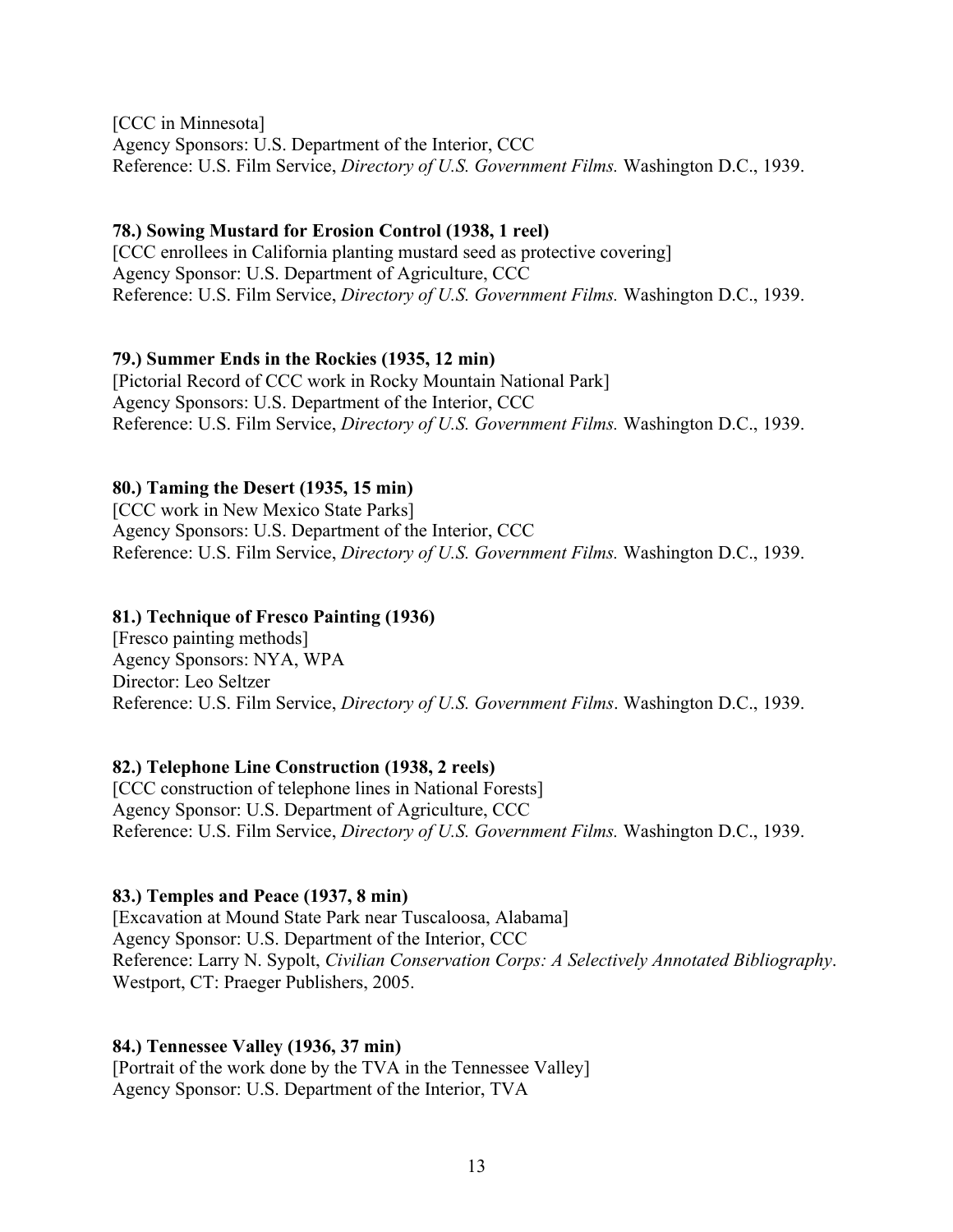[CCC in Minnesota]
Agency Sponsors: U.S. Department of the Interior, CCC
Reference: U.S. Film Service, *Directory of U.S. Government Films.* Washington D.C., 1939.

**78.) Sowing Mustard for Erosion Control (1938, 1 reel)**
[CCC enrollees in California planting mustard seed as protective covering]
Agency Sponsor: U.S. Department of Agriculture, CCC
Reference: U.S. Film Service, *Directory of U.S. Government Films.* Washington D.C., 1939.

**79.) Summer Ends in the Rockies (1935, 12 min)**
[Pictorial Record of CCC work in Rocky Mountain National Park]
Agency Sponsors: U.S. Department of the Interior, CCC
Reference: U.S. Film Service, *Directory of U.S. Government Films.* Washington D.C., 1939.

**80.) Taming the Desert (1935, 15 min)**
[CCC work in New Mexico State Parks]
Agency Sponsors: U.S. Department of the Interior, CCC
Reference: U.S. Film Service, *Directory of U.S. Government Films.* Washington D.C., 1939.

**81.) Technique of Fresco Painting (1936)**
[Fresco painting methods]
Agency Sponsors: NYA, WPA
Director: Leo Seltzer
Reference: U.S. Film Service, *Directory of U.S. Government Films*. Washington D.C., 1939.

**82.) Telephone Line Construction (1938, 2 reels)**
[CCC construction of telephone lines in National Forests]
Agency Sponsor: U.S. Department of Agriculture, CCC
Reference: U.S. Film Service, *Directory of U.S. Government Films.* Washington D.C., 1939.

**83.) Temples and Peace (1937, 8 min)**
[Excavation at Mound State Park near Tuscaloosa, Alabama]
Agency Sponsor: U.S. Department of the Interior, CCC
Reference: Larry N. Sypolt, *Civilian Conservation Corps: A Selectively Annotated Bibliography*. Westport, CT: Praeger Publishers, 2005.

**84.) Tennessee Valley (1936, 37 min)**
[Portrait of the work done by the TVA in the Tennessee Valley]
Agency Sponsor: U.S. Department of the Interior, TVA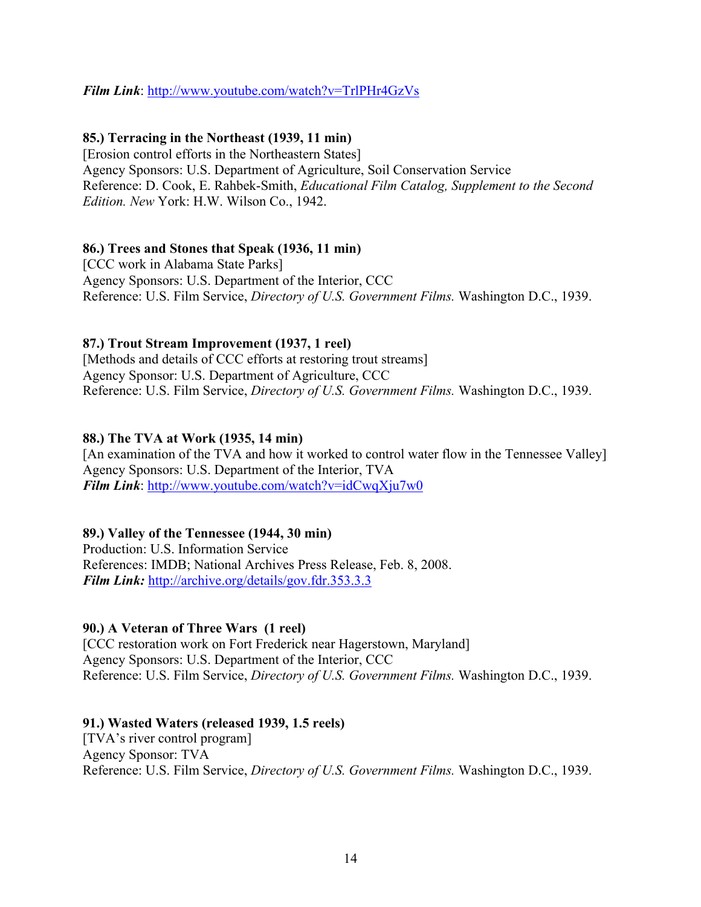***Film Link***: [http://www.youtube.com/watch?v=TrlPHr4GzVs](http://www.youtube.com/watch?v=TrlPHr4GzVs)

**85.) Terracing in the Northeast (1939, 11 min)**
[Erosion control efforts in the Northeastern States]
Agency Sponsors: U.S. Department of Agriculture, Soil Conservation Service
Reference: D. Cook, E. Rahbek-Smith, *Educational Film Catalog, Supplement to the Second Edition. New* York: H.W. Wilson Co., 1942.

**86.) Trees and Stones that Speak (1936, 11 min)**
[CCC work in Alabama State Parks]
Agency Sponsors: U.S. Department of the Interior, CCC
Reference: U.S. Film Service, *Directory of U.S. Government Films.* Washington D.C., 1939.

**87.) Trout Stream Improvement (1937, 1 reel)**
[Methods and details of CCC efforts at restoring trout streams]
Agency Sponsor: U.S. Department of Agriculture, CCC
Reference: U.S. Film Service, *Directory of U.S. Government Films.* Washington D.C., 1939.

**88.) The TVA at Work (1935, 14 min)**
[An examination of the TVA and how it worked to control water flow in the Tennessee Valley]
Agency Sponsors: U.S. Department of the Interior, TVA
***Film Link***: [http://www.youtube.com/watch?v=idCwqXju7w0](http://www.youtube.com/watch?v=idCwqXju7w0)

**89.) Valley of the Tennessee (1944, 30 min)**
Production: U.S. Information Service
References: IMDB; National Archives Press Release, Feb. 8, 2008.
***Film Link:*** [http://archive.org/details/gov.fdr.353.3.3](http://archive.org/details/gov.fdr.353.3.3)

**90.) A Veteran of Three Wars (1 reel)**
[CCC restoration work on Fort Frederick near Hagerstown, Maryland]
Agency Sponsors: U.S. Department of the Interior, CCC
Reference: U.S. Film Service, *Directory of U.S. Government Films.* Washington D.C., 1939.

**91.) Wasted Waters (released 1939, 1.5 reels)**
[TVA's river control program]
Agency Sponsor: TVA
Reference: U.S. Film Service, *Directory of U.S. Government Films.* Washington D.C., 1939.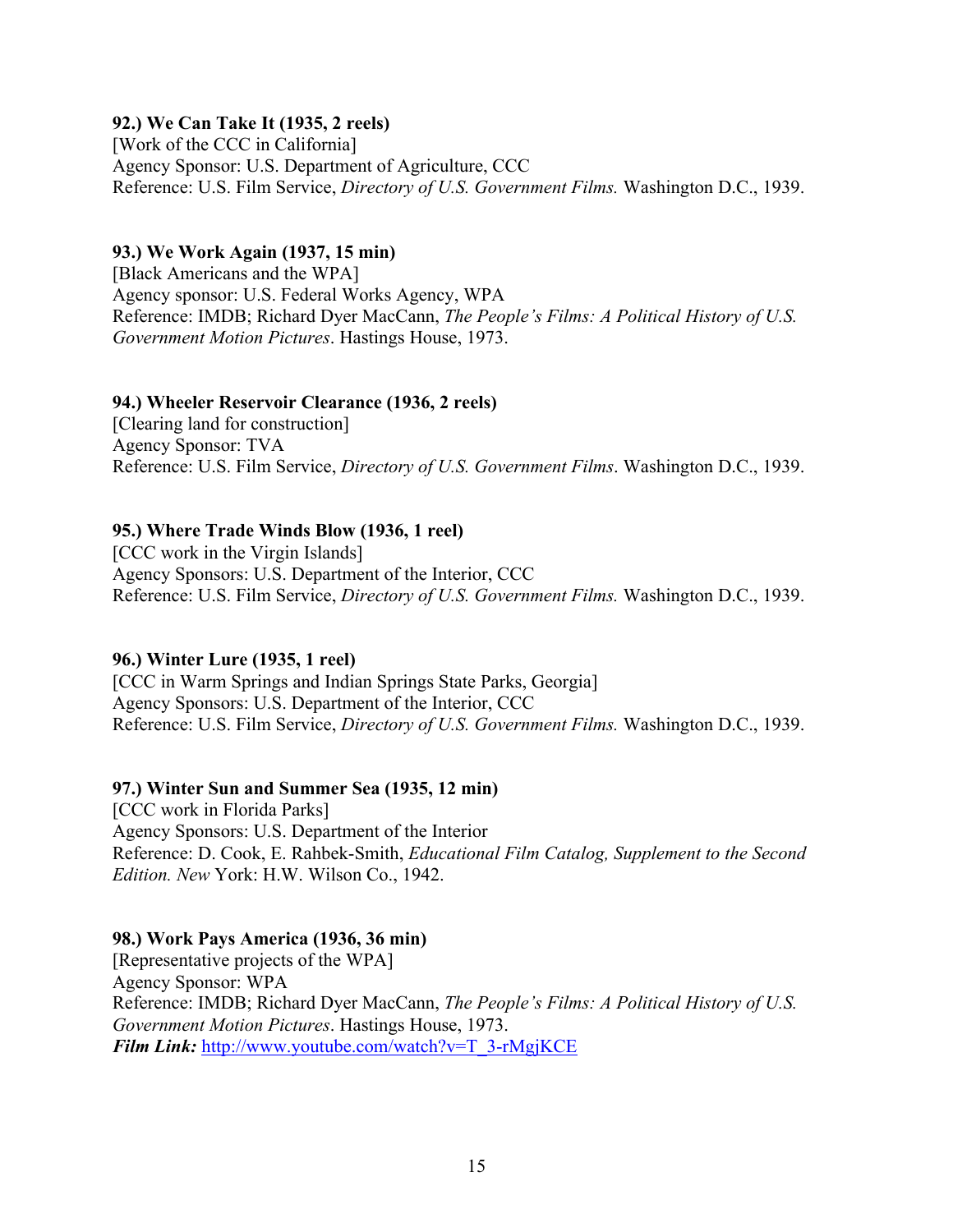**92.) We Can Take It (1935, 2 reels)**
[Work of the CCC in California]
Agency Sponsor: U.S. Department of Agriculture, CCC
Reference: U.S. Film Service, *Directory of U.S. Government Films.* Washington D.C., 1939.

**93.) We Work Again (1937, 15 min)**
[Black Americans and the WPA]
Agency sponsor: U.S. Federal Works Agency, WPA
Reference: IMDB; Richard Dyer MacCann, *The People's Films: A Political History of U.S. Government Motion Pictures*. Hastings House, 1973.

**94.) Wheeler Reservoir Clearance (1936, 2 reels)**
[Clearing land for construction]
Agency Sponsor: TVA
Reference: U.S. Film Service, *Directory of U.S. Government Films*. Washington D.C., 1939.

**95.) Where Trade Winds Blow (1936, 1 reel)**
[CCC work in the Virgin Islands]
Agency Sponsors: U.S. Department of the Interior, CCC
Reference: U.S. Film Service, *Directory of U.S. Government Films.* Washington D.C., 1939.

**96.) Winter Lure (1935, 1 reel)**
[CCC in Warm Springs and Indian Springs State Parks, Georgia]
Agency Sponsors: U.S. Department of the Interior, CCC
Reference: U.S. Film Service, *Directory of U.S. Government Films.* Washington D.C., 1939.

**97.) Winter Sun and Summer Sea (1935, 12 min)**
[CCC work in Florida Parks]
Agency Sponsors: U.S. Department of the Interior
Reference: D. Cook, E. Rahbek-Smith, *Educational Film Catalog, Supplement to the Second Edition. New* York: H.W. Wilson Co., 1942.

**98.) Work Pays America (1936, 36 min)**
[Representative projects of the WPA]
Agency Sponsor: WPA
Reference: IMDB; Richard Dyer MacCann, *The People's Films: A Political History of U.S. Government Motion Pictures*. Hastings House, 1973.
***Film Link:*** http://www.youtube.com/watch?v=T_3-rMgjKCE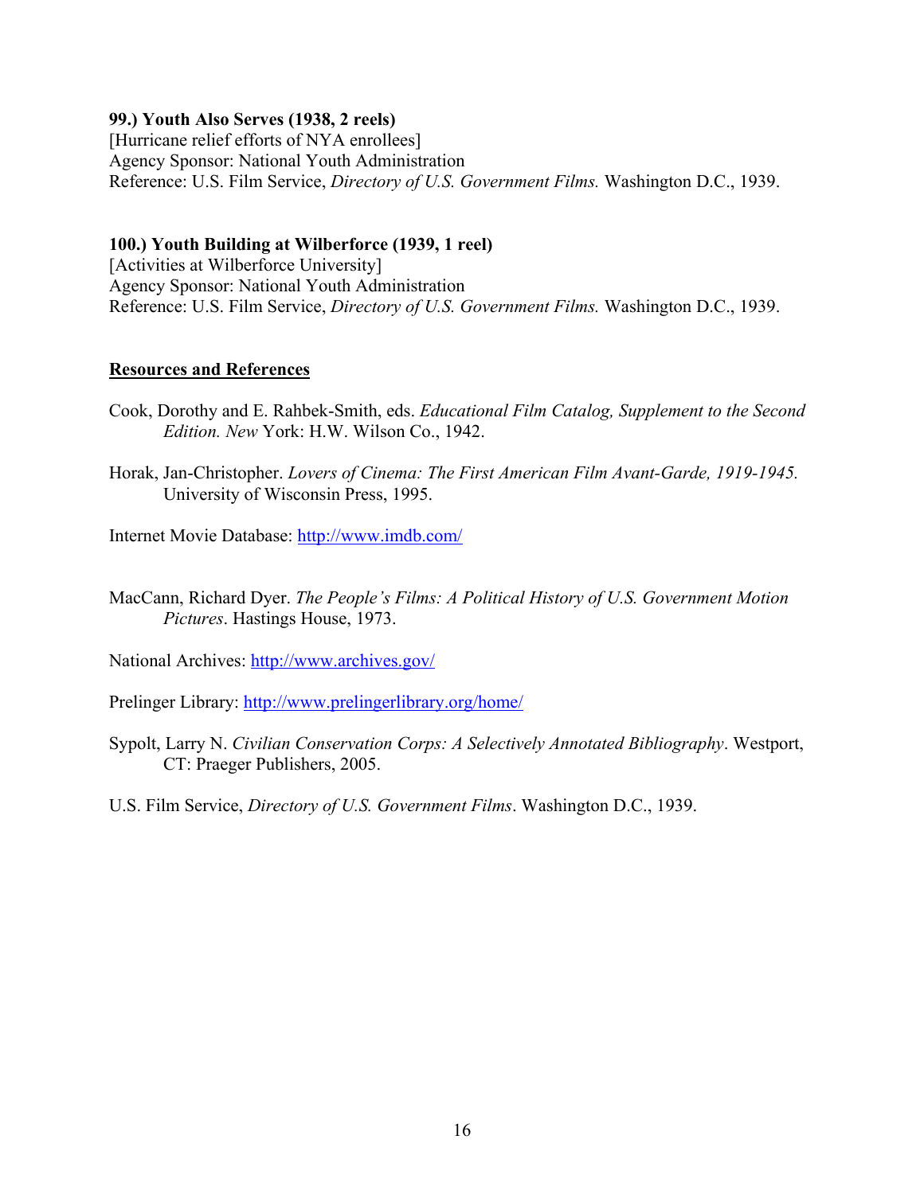**99.) Youth Also Serves (1938, 2 reels)**
[Hurricane relief efforts of NYA enrollees]
Agency Sponsor: National Youth Administration
Reference: U.S. Film Service, *Directory of U.S. Government Films.* Washington D.C., 1939.

**100.) Youth Building at Wilberforce (1939, 1 reel)**
[Activities at Wilberforce University]
Agency Sponsor: National Youth Administration
Reference: U.S. Film Service, *Directory of U.S. Government Films.* Washington D.C., 1939.

## Resources and References

Cook, Dorothy and E. Rahbek-Smith, eds. *Educational Film Catalog, Supplement to the Second Edition. New* York: H.W. Wilson Co., 1942.

Horak, Jan-Christopher. *Lovers of Cinema: The First American Film Avant-Garde, 1919-1945.* University of Wisconsin Press, 1995.

Internet Movie Database: http://www.imdb.com/

MacCann, Richard Dyer. *The People's Films: A Political History of U.S. Government Motion Pictures*. Hastings House, 1973.

National Archives: http://www.archives.gov/

Prelinger Library: http://www.prelingerlibrary.org/home/

Sypolt, Larry N. *Civilian Conservation Corps: A Selectively Annotated Bibliography*. Westport, CT: Praeger Publishers, 2005.

U.S. Film Service, *Directory of U.S. Government Films*. Washington D.C., 1939.